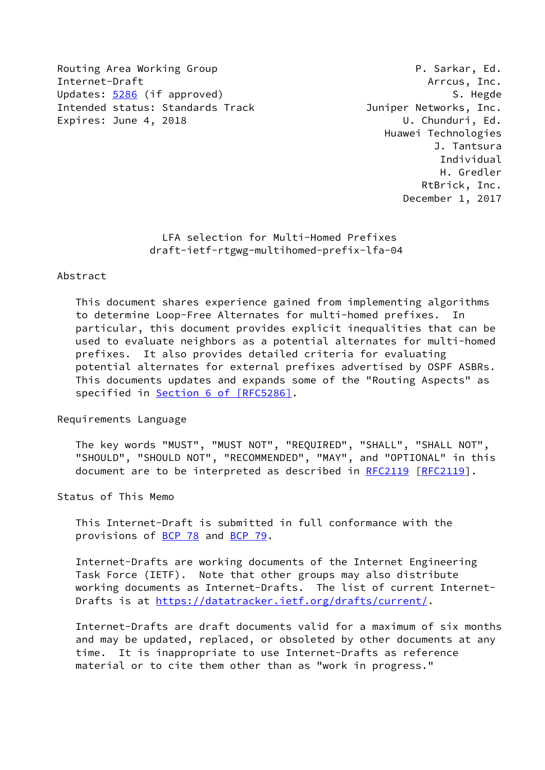Routing Area Working Group  
Internet-Draft  
Updates: 5286 (if approved)  
Intended status: Standards Track  
Expires: June 4, 2018

P. Sarkar, Ed.  
Arrcus, Inc.  
S. Hegde  
Juniper Networks, Inc.  
U. Chunduri, Ed.  
Huawei Technologies  
J. Tantsura  
Individual  
H. Gredler  
RtBrick, Inc.  
December 1, 2017

# LFA selection for Multi-Homed Prefixes
draft-ietf-rtgwg-multihomed-prefix-lfa-04

## Abstract

This document shares experience gained from implementing algorithms to determine Loop-Free Alternates for multi-homed prefixes. In particular, this document provides explicit inequalities that can be used to evaluate neighbors as a potential alternates for multi-homed prefixes. It also provides detailed criteria for evaluating potential alternates for external prefixes advertised by OSPF ASBRs. This documents updates and expands some of the "Routing Aspects" as specified in Section 6 of [RFC5286].

## Requirements Language

The key words "MUST", "MUST NOT", "REQUIRED", "SHALL", "SHALL NOT", "SHOULD", "SHOULD NOT", "RECOMMENDED", "MAY", and "OPTIONAL" in this document are to be interpreted as described in RFC2119 [RFC2119].

## Status of This Memo

This Internet-Draft is submitted in full conformance with the provisions of BCP 78 and BCP 79.

Internet-Drafts are working documents of the Internet Engineering Task Force (IETF). Note that other groups may also distribute working documents as Internet-Drafts. The list of current Internet-Drafts is at https://datatracker.ietf.org/drafts/current/.

Internet-Drafts are draft documents valid for a maximum of six months and may be updated, replaced, or obsoleted by other documents at any time. It is inappropriate to use Internet-Drafts as reference material or to cite them other than as "work in progress."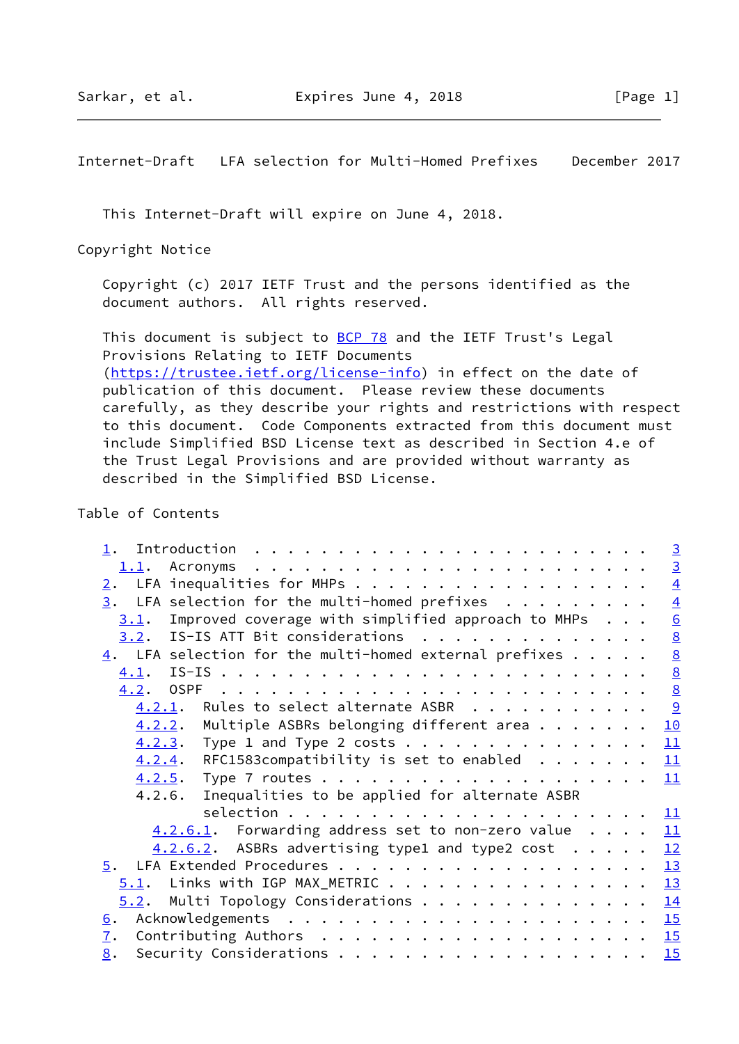This Internet-Draft will expire on June 4, 2018.

Copyright Notice

Copyright (c) 2017 IETF Trust and the persons identified as the document authors. All rights reserved.

This document is subject to BCP 78 and the IETF Trust's Legal Provisions Relating to IETF Documents (https://trustee.ietf.org/license-info) in effect on the date of publication of this document. Please review these documents carefully, as they describe your rights and restrictions with respect to this document. Code Components extracted from this document must include Simplified BSD License text as described in Section 4.e of the Trust Legal Provisions and are provided without warranty as described in the Simplified BSD License.

Table of Contents

```
   1.  Introduction . . . . . . . . . . . . . . . . . . . . . . . .   3
     1.1.  Acronyms . . . . . . . . . . . . . . . . . . . . . . . .   3
   2.  LFA inequalities for MHPs . . . . . . . . . . . . . . . . . .   4
   3.  LFA selection for the multi-homed prefixes . . . . . . . . .   4
     3.1.  Improved coverage with simplified approach to MHPs . . .   6
     3.2.  IS-IS ATT Bit considerations . . . . . . . . . . . . . .   8
   4.  LFA selection for the multi-homed external prefixes . . . . .   8
     4.1.  IS-IS . . . . . . . . . . . . . . . . . . . . . . . . . .   8
     4.2.  OSPF . . . . . . . . . . . . . . . . . . . . . . . . . .   8
       4.2.1.  Rules to select alternate ASBR . . . . . . . . . . .   9
       4.2.2.  Multiple ASBRs belonging different area . . . . . . .  10
       4.2.3.  Type 1 and Type 2 costs . . . . . . . . . . . . . . .  11
       4.2.4.  RFC1583compatibility is set to enabled . . . . . . .  11
       4.2.5.  Type 7 routes . . . . . . . . . . . . . . . . . . . .  11
       4.2.6.  Inequalities to be applied for alternate ASBR
               selection . . . . . . . . . . . . . . . . . . . . . .  11
         4.2.6.1.  Forwarding address set to non-zero value . . . .  11
         4.2.6.2.  ASBRs advertising type1 and type2 cost . . . . .  12
   5.  LFA Extended Procedures . . . . . . . . . . . . . . . . . . .  13
     5.1.  Links with IGP MAX_METRIC . . . . . . . . . . . . . . . .  13
     5.2.  Multi Topology Considerations . . . . . . . . . . . . . .  14
   6.  Acknowledgements . . . . . . . . . . . . . . . . . . . . . .  15
   7.  Contributing Authors . . . . . . . . . . . . . . . . . . . .  15
   8.  Security Considerations . . . . . . . . . . . . . . . . . . .  15
```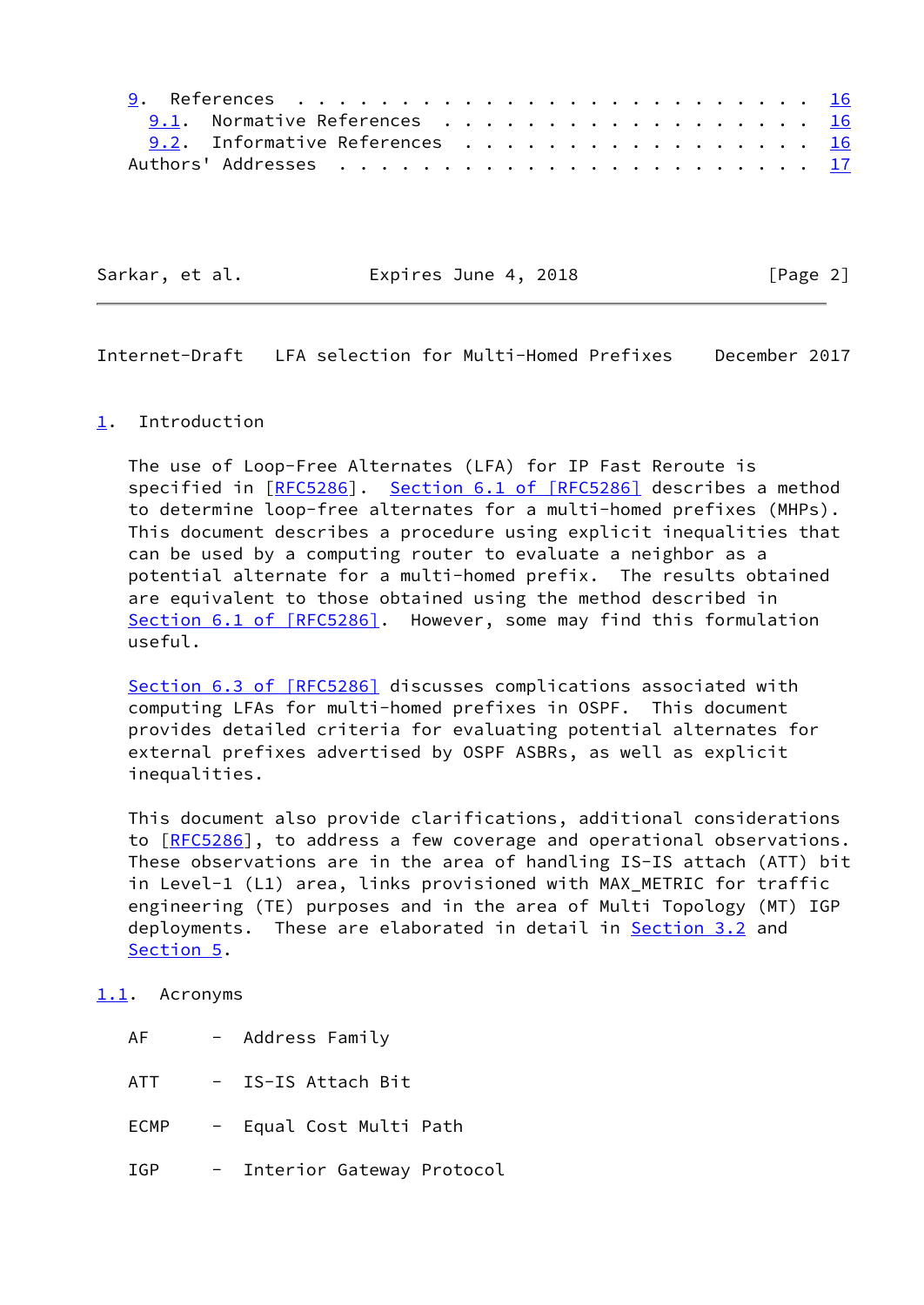9. References . . . . . . . . . . . . . . . . . . . . . . . . . 16
     9.1. Normative References . . . . . . . . . . . . . . . . . . 16
     9.2. Informative References . . . . . . . . . . . . . . . . . 16
   Authors' Addresses . . . . . . . . . . . . . . . . . . . . . . . 17

## 1. Introduction

The use of Loop-Free Alternates (LFA) for IP Fast Reroute is specified in [RFC5286]. Section 6.1 of [RFC5286] describes a method to determine loop-free alternates for a multi-homed prefixes (MHPs). This document describes a procedure using explicit inequalities that can be used by a computing router to evaluate a neighbor as a potential alternate for a multi-homed prefix. The results obtained are equivalent to those obtained using the method described in Section 6.1 of [RFC5286]. However, some may find this formulation useful.

Section 6.3 of [RFC5286] discusses complications associated with computing LFAs for multi-homed prefixes in OSPF. This document provides detailed criteria for evaluating potential alternates for external prefixes advertised by OSPF ASBRs, as well as explicit inequalities.

This document also provide clarifications, additional considerations to [RFC5286], to address a few coverage and operational observations. These observations are in the area of handling IS-IS attach (ATT) bit in Level-1 (L1) area, links provisioned with MAX_METRIC for traffic engineering (TE) purposes and in the area of Multi Topology (MT) IGP deployments. These are elaborated in detail in Section 3.2 and Section 5.

### 1.1. Acronyms

AF - Address Family

ATT - IS-IS Attach Bit

ECMP - Equal Cost Multi Path

IGP - Interior Gateway Protocol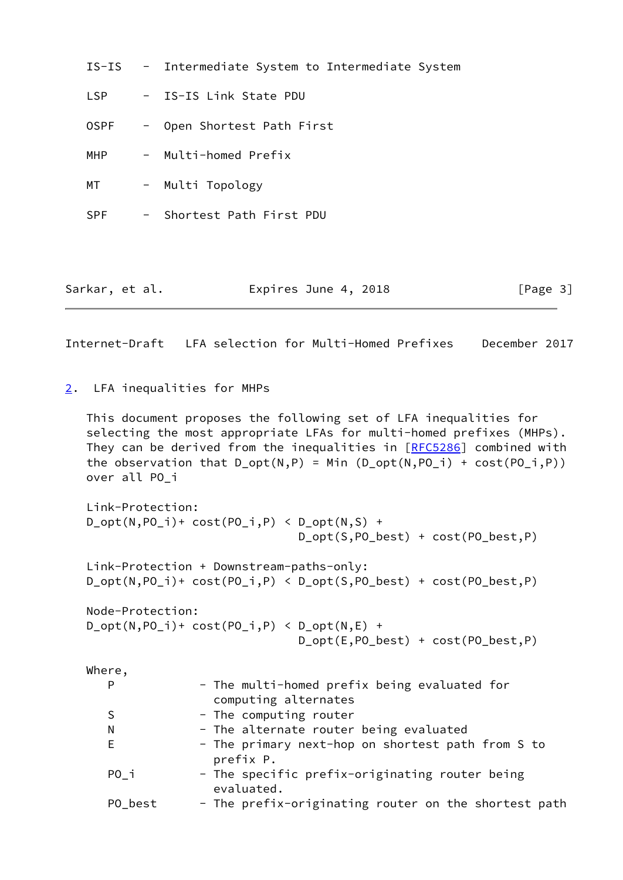IS-IS - Intermediate System to Intermediate System

LSP - IS-IS Link State PDU

OSPF - Open Shortest Path First

MHP - Multi-homed Prefix

MT - Multi Topology

SPF - Shortest Path First PDU

## 2. LFA inequalities for MHPs

This document proposes the following set of LFA inequalities for selecting the most appropriate LFAs for multi-homed prefixes (MHPs). They can be derived from the inequalities in [RFC5286] combined with the observation that $D\_opt(N,P) = Min (D\_opt(N,PO\_i) + cost(PO\_i,P))$ over all PO_i

Link-Protection:

$$D\_opt(N,PO\_i)+ cost(PO\_i,P) < D\_opt(N,S) + D\_opt(S,PO\_best) + cost(PO\_best,P)$$

Link-Protection + Downstream-paths-only:

$$D\_opt(N,PO\_i)+ cost(PO\_i,P) < D\_opt(S,PO\_best) + cost(PO\_best,P)$$

Node-Protection:

$$D\_opt(N,PO\_i)+ cost(PO\_i,P) < D\_opt(N,E) + D\_opt(E,PO\_best) + cost(PO\_best,P)$$

Where,

- P - The multi-homed prefix being evaluated for computing alternates
- S - The computing router
- N - The alternate router being evaluated
- E - The primary next-hop on shortest path from S to prefix P.
- PO_i - The specific prefix-originating router being evaluated.
- PO_best - The prefix-originating router on the shortest path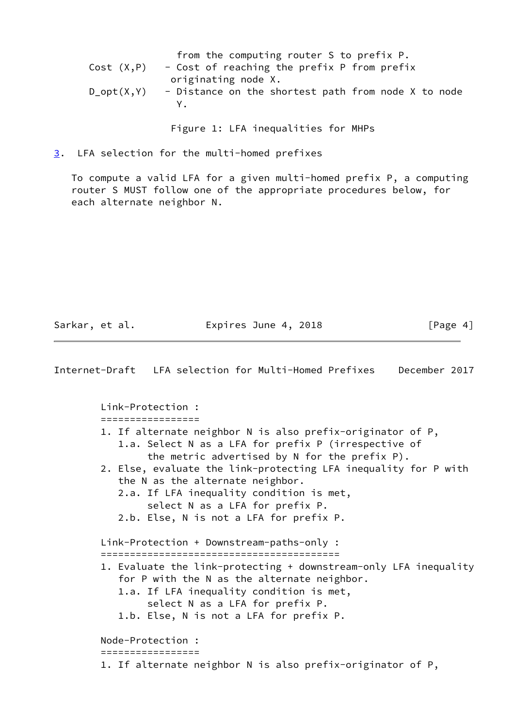```
                   from the computing router S to prefix P.
Cost (X,P)     - Cost of reaching the prefix P from prefix
                  originating node X.
D_opt(X,Y)     - Distance on the shortest path from node X to node
                   Y.
```

Figure 1: LFA inequalities for MHPs

## 3. LFA selection for the multi-homed prefixes

To compute a valid LFA for a given multi-homed prefix P, a computing router S MUST follow one of the appropriate procedures below, for each alternate neighbor N.

```
Link-Protection :
=================
1. If alternate neighbor N is also prefix-originator of P,
   1.a. Select N as a LFA for prefix P (irrespective of
        the metric advertised by N for the prefix P).
2. Else, evaluate the link-protecting LFA inequality for P with
   the N as the alternate neighbor.
   2.a. If LFA inequality condition is met,
        select N as a LFA for prefix P.
   2.b. Else, N is not a LFA for prefix P.

Link-Protection + Downstream-paths-only :
=========================================
1. Evaluate the link-protecting + downstream-only LFA inequality
   for P with the N as the alternate neighbor.
   1.a. If LFA inequality condition is met,
        select N as a LFA for prefix P.
   1.b. Else, N is not a LFA for prefix P.

Node-Protection :
=================
1. If alternate neighbor N is also prefix-originator of P,
```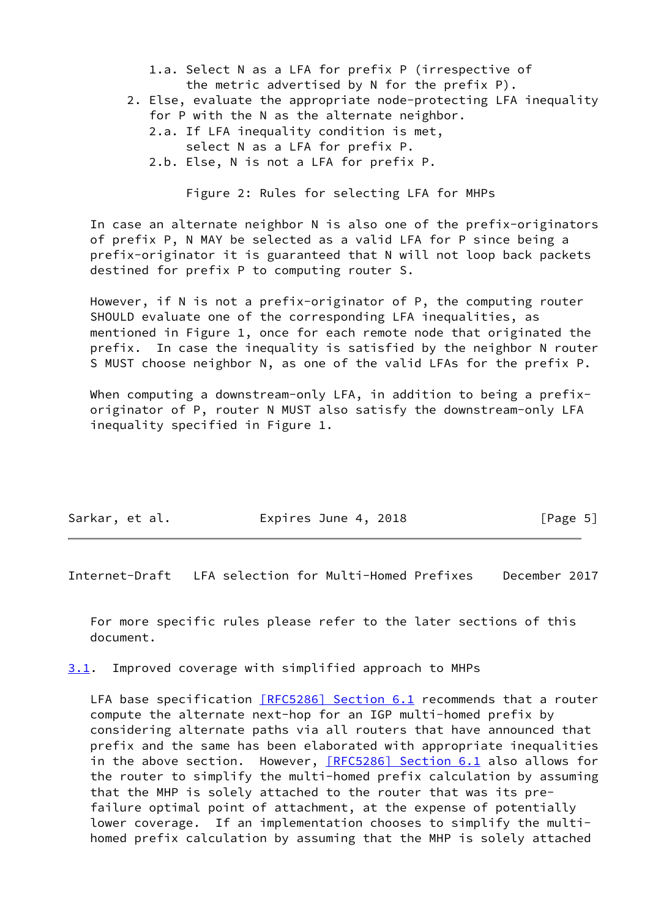1.a. Select N as a LFA for prefix P (irrespective of the metric advertised by N for the prefix P).

2. Else, evaluate the appropriate node-protecting LFA inequality for P with the N as the alternate neighbor.

   2.a. If LFA inequality condition is met, select N as a LFA for prefix P.

   2.b. Else, N is not a LFA for prefix P.

Figure 2: Rules for selecting LFA for MHPs

In case an alternate neighbor N is also one of the prefix-originators of prefix P, N MAY be selected as a valid LFA for P since being a prefix-originator it is guaranteed that N will not loop back packets destined for prefix P to computing router S.

However, if N is not a prefix-originator of P, the computing router SHOULD evaluate one of the corresponding LFA inequalities, as mentioned in Figure 1, once for each remote node that originated the prefix. In case the inequality is satisfied by the neighbor N router S MUST choose neighbor N, as one of the valid LFAs for the prefix P.

When computing a downstream-only LFA, in addition to being a prefix-originator of P, router N MUST also satisfy the downstream-only LFA inequality specified in Figure 1.

For more specific rules please refer to the later sections of this document.

## 3.1. Improved coverage with simplified approach to MHPs

LFA base specification [RFC5286] Section 6.1 recommends that a router compute the alternate next-hop for an IGP multi-homed prefix by considering alternate paths via all routers that have announced that prefix and the same has been elaborated with appropriate inequalities in the above section. However, [RFC5286] Section 6.1 also allows for the router to simplify the multi-homed prefix calculation by assuming that the MHP is solely attached to the router that was its pre-failure optimal point of attachment, at the expense of potentially lower coverage. If an implementation chooses to simplify the multi-homed prefix calculation by assuming that the MHP is solely attached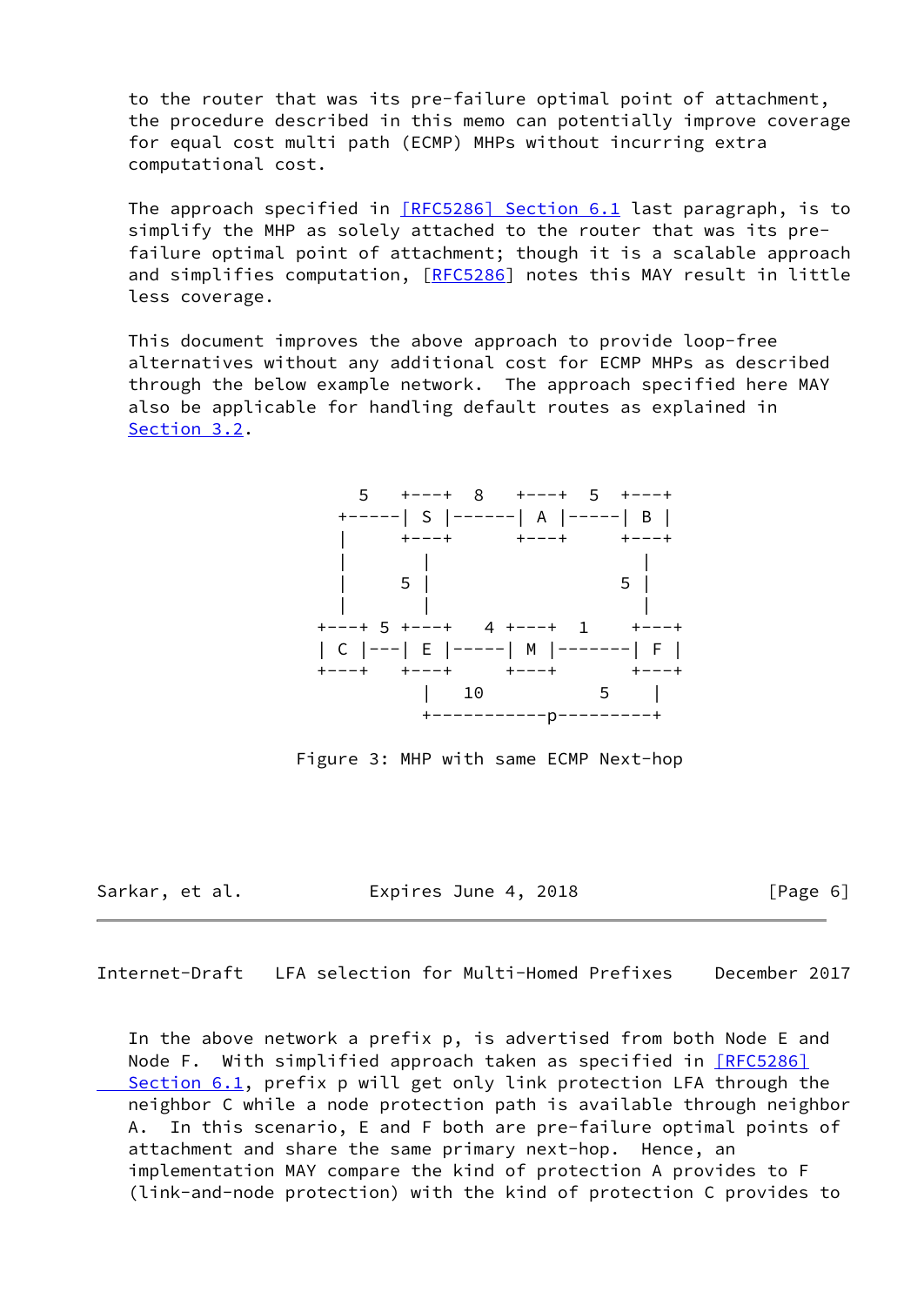to the router that was its pre-failure optimal point of attachment, the procedure described in this memo can potentially improve coverage for equal cost multi path (ECMP) MHPs without incurring extra computational cost.

The approach specified in [RFC5286] Section 6.1 last paragraph, is to simplify the MHP as solely attached to the router that was its pre-failure optimal point of attachment; though it is a scalable approach and simplifies computation, [RFC5286] notes this MAY result in little less coverage.

This document improves the above approach to provide loop-free alternatives without any additional cost for ECMP MHPs as described through the below example network. The approach specified here MAY also be applicable for handling default routes as explained in Section 3.2.

```
          5   +---+  8   +---+  5  +---+
        +-----| S |------| A |-----| B |
        |     +---+      +---+     +---+
        |       |                    |
        |     5 |                  5 |
        |       |                    |
      +---+ 5 +---+   4 +---+   1    +---+
      | C |---| E |-----| M |-------| F |
      +---+   +---+     +---+        +---+
                |   10           5    |
                +-----------p---------+

            Figure 3: MHP with same ECMP Next-hop
```

In the above network a prefix p, is advertised from both Node E and Node F. With simplified approach taken as specified in [RFC5286] Section 6.1, prefix p will get only link protection LFA through the neighbor C while a node protection path is available through neighbor A. In this scenario, E and F both are pre-failure optimal points of attachment and share the same primary next-hop. Hence, an implementation MAY compare the kind of protection A provides to F (link-and-node protection) with the kind of protection C provides to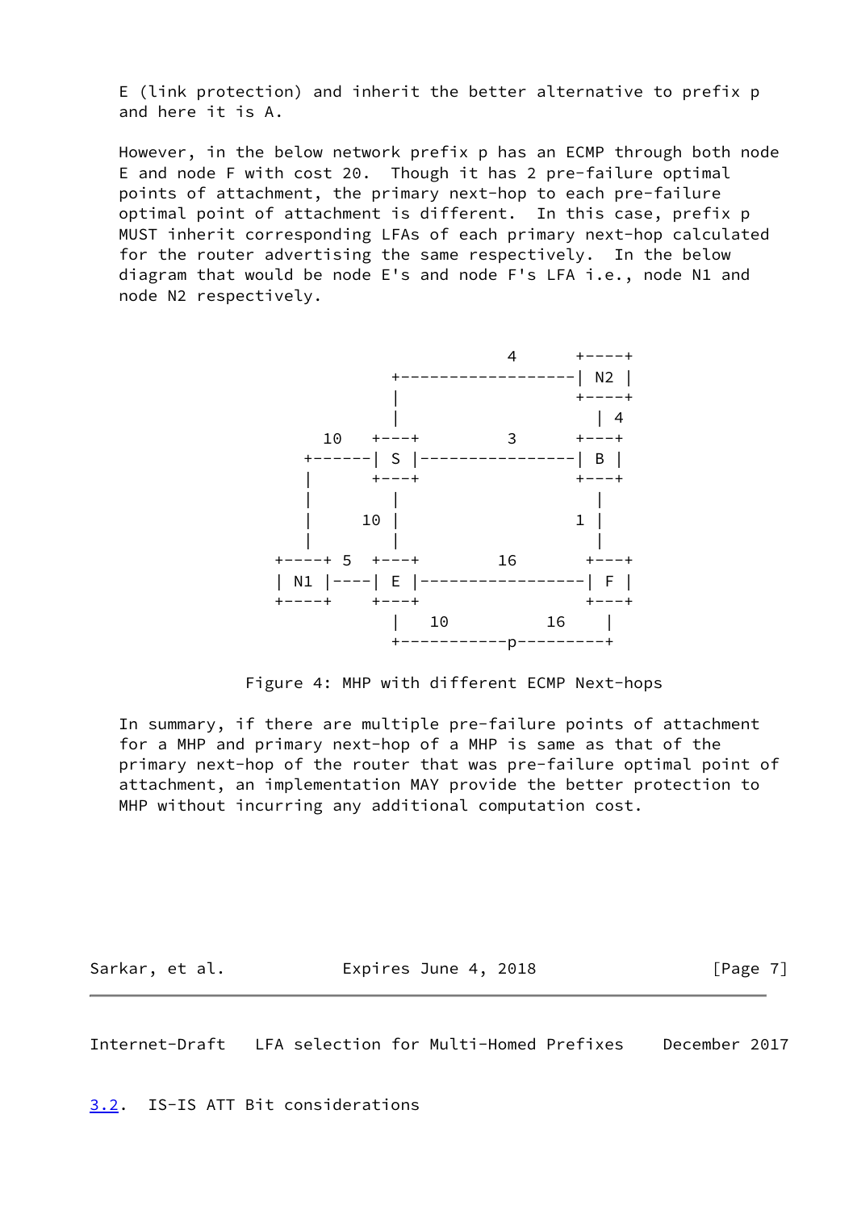E (link protection) and inherit the better alternative to prefix p and here it is A.

However, in the below network prefix p has an ECMP through both node E and node F with cost 20. Though it has 2 pre-failure optimal points of attachment, the primary next-hop to each pre-failure optimal point of attachment is different. In this case, prefix p MUST inherit corresponding LFAs of each primary next-hop calculated for the router advertising the same respectively. In the below diagram that would be node E's and node F's LFA i.e., node N1 and node N2 respectively.

```
                             4      +----+
                    +-------------------| N2 |
                    |                +----+
                    |                  | 4
             10   +---+        3      +---+
           +------| S |----------------| B |
           |      +---+               +---+
           |        |                   |
           |     10 |                 1 |
           |        |                   |
        +----+ 5  +---+       16       +---+
        | N1 |----| E |-----------------| F |
        +----+    +---+                +---+
                    |   10         16    |
                    +-----------p---------+
```

Figure 4: MHP with different ECMP Next-hops

In summary, if there are multiple pre-failure points of attachment for a MHP and primary next-hop of a MHP is same as that of the primary next-hop of the router that was pre-failure optimal point of attachment, an implementation MAY provide the better protection to MHP without incurring any additional computation cost.

### 3.2. IS-IS ATT Bit considerations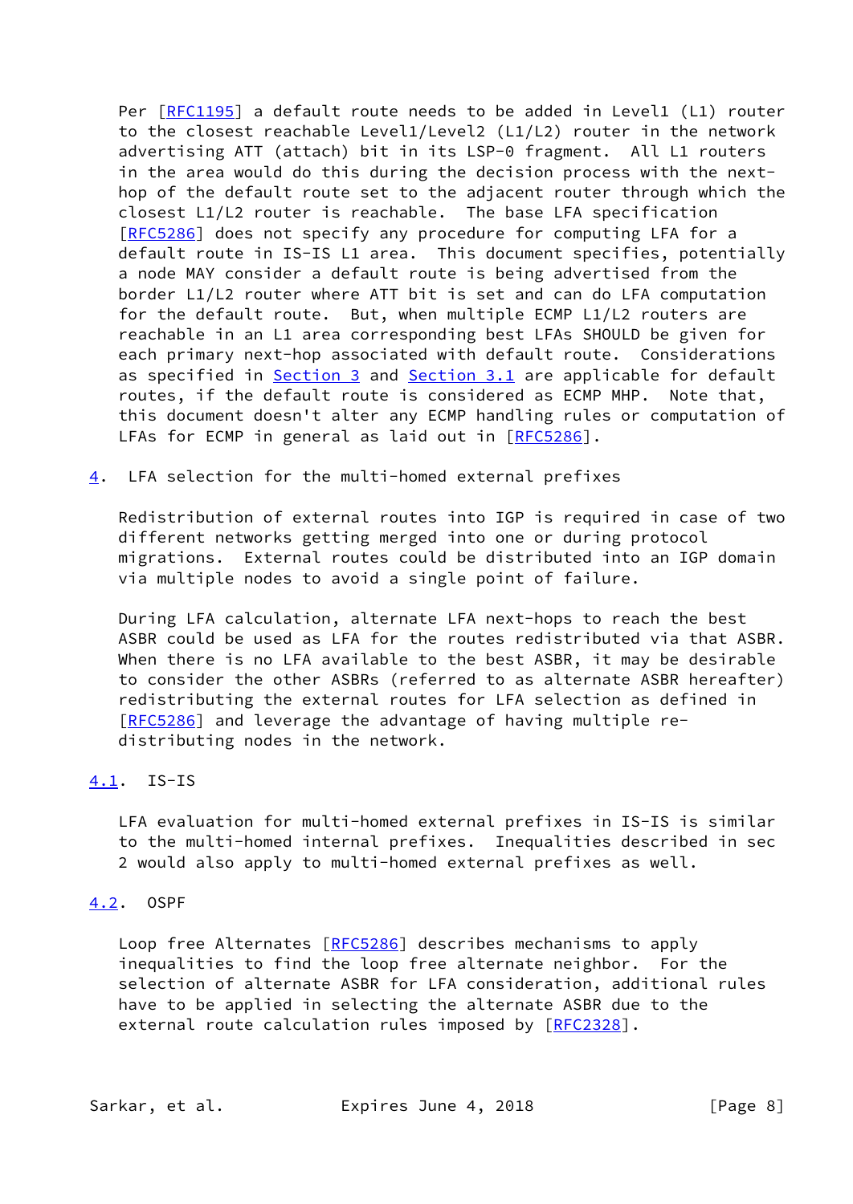Per [RFC1195] a default route needs to be added in Level1 (L1) router to the closest reachable Level1/Level2 (L1/L2) router in the network advertising ATT (attach) bit in its LSP-0 fragment. All L1 routers in the area would do this during the decision process with the next-hop of the default route set to the adjacent router through which the closest L1/L2 router is reachable. The base LFA specification [RFC5286] does not specify any procedure for computing LFA for a default route in IS-IS L1 area. This document specifies, potentially a node MAY consider a default route is being advertised from the border L1/L2 router where ATT bit is set and can do LFA computation for the default route. But, when multiple ECMP L1/L2 routers are reachable in an L1 area corresponding best LFAs SHOULD be given for each primary next-hop associated with default route. Considerations as specified in Section 3 and Section 3.1 are applicable for default routes, if the default route is considered as ECMP MHP. Note that, this document doesn't alter any ECMP handling rules or computation of LFAs for ECMP in general as laid out in [RFC5286].

## 4. LFA selection for the multi-homed external prefixes

Redistribution of external routes into IGP is required in case of two different networks getting merged into one or during protocol migrations. External routes could be distributed into an IGP domain via multiple nodes to avoid a single point of failure.

During LFA calculation, alternate LFA next-hops to reach the best ASBR could be used as LFA for the routes redistributed via that ASBR. When there is no LFA available to the best ASBR, it may be desirable to consider the other ASBRs (referred to as alternate ASBR hereafter) redistributing the external routes for LFA selection as defined in [RFC5286] and leverage the advantage of having multiple re-distributing nodes in the network.

### 4.1. IS-IS

LFA evaluation for multi-homed external prefixes in IS-IS is similar to the multi-homed internal prefixes. Inequalities described in sec 2 would also apply to multi-homed external prefixes as well.

### 4.2. OSPF

Loop free Alternates [RFC5286] describes mechanisms to apply inequalities to find the loop free alternate neighbor. For the selection of alternate ASBR for LFA consideration, additional rules have to be applied in selecting the alternate ASBR due to the external route calculation rules imposed by [RFC2328].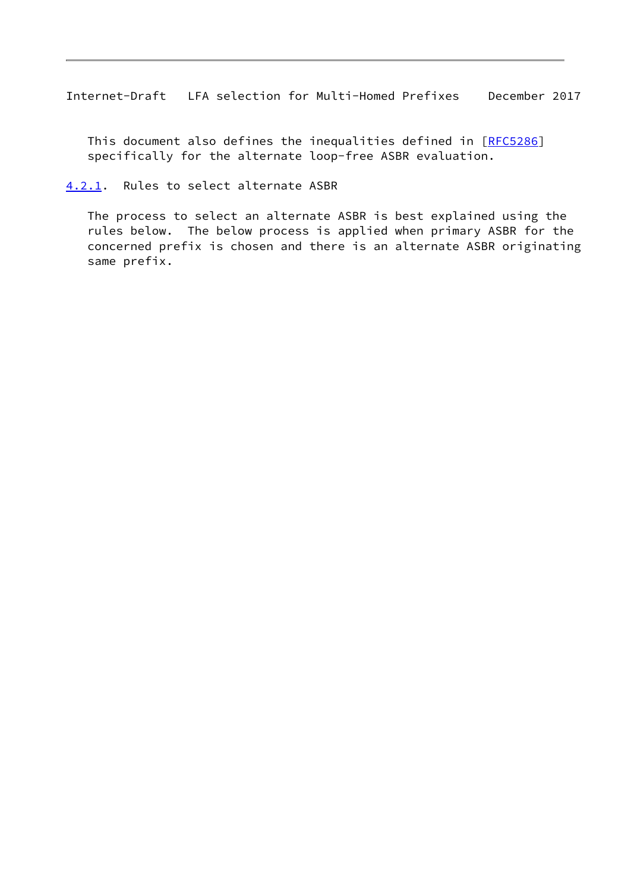This document also defines the inequalities defined in [RFC5286] specifically for the alternate loop-free ASBR evaluation.

#### 4.2.1. Rules to select alternate ASBR

The process to select an alternate ASBR is best explained using the rules below. The below process is applied when primary ASBR for the concerned prefix is chosen and there is an alternate ASBR originating same prefix.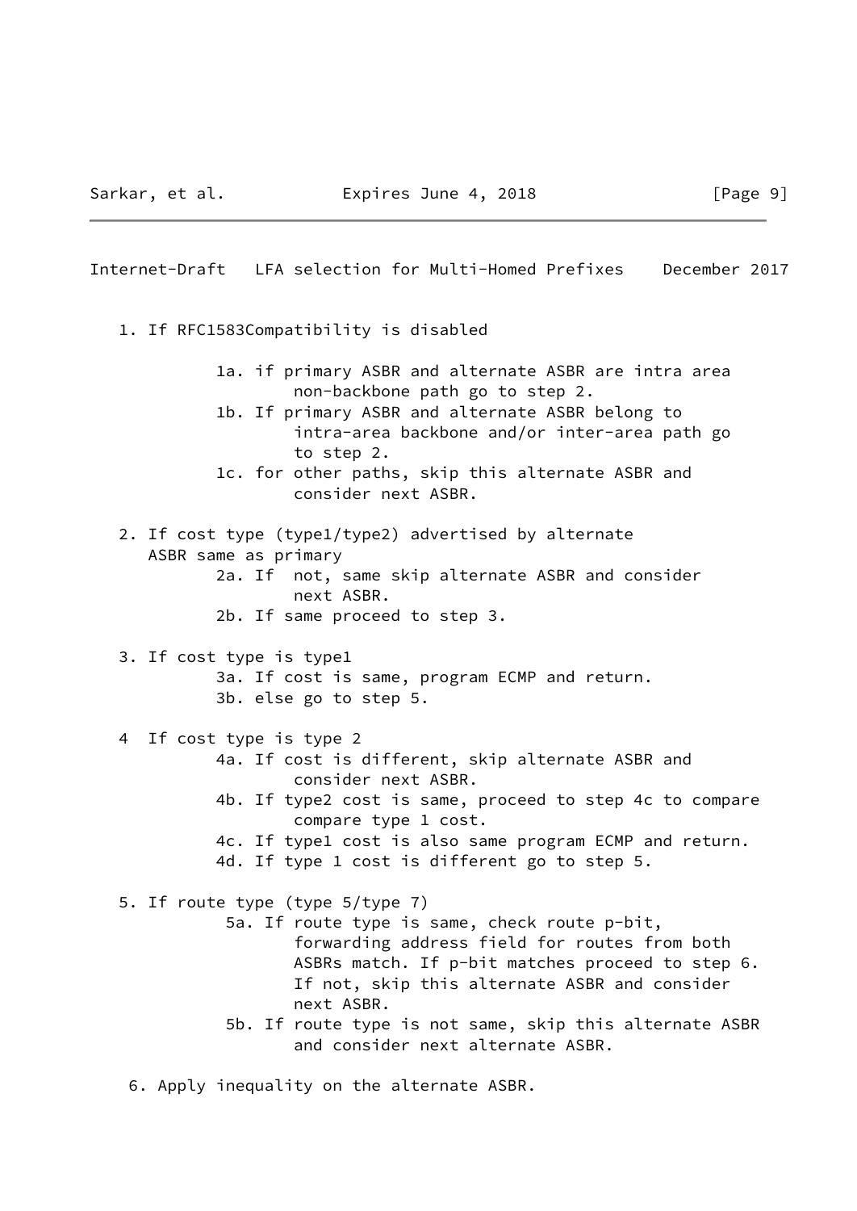1. If RFC1583Compatibility is disabled

   1a. if primary ASBR and alternate ASBR are intra area non-backbone path go to step 2.

   1b. If primary ASBR and alternate ASBR belong to intra-area backbone and/or inter-area path go to step 2.

   1c. for other paths, skip this alternate ASBR and consider next ASBR.

2. If cost type (type1/type2) advertised by alternate ASBR same as primary

   2a. If not, same skip alternate ASBR and consider next ASBR.

   2b. If same proceed to step 3.

3. If cost type is type1

   3a. If cost is same, program ECMP and return.

   3b. else go to step 5.

4 If cost type is type 2

   4a. If cost is different, skip alternate ASBR and consider next ASBR.

   4b. If type2 cost is same, proceed to step 4c to compare compare type 1 cost.

   4c. If type1 cost is also same program ECMP and return.

   4d. If type 1 cost is different go to step 5.

5. If route type (type 5/type 7)

   5a. If route type is same, check route p-bit, forwarding address field for routes from both ASBRs match. If p-bit matches proceed to step 6. If not, skip this alternate ASBR and consider next ASBR.

   5b. If route type is not same, skip this alternate ASBR and consider next alternate ASBR.

6. Apply inequality on the alternate ASBR.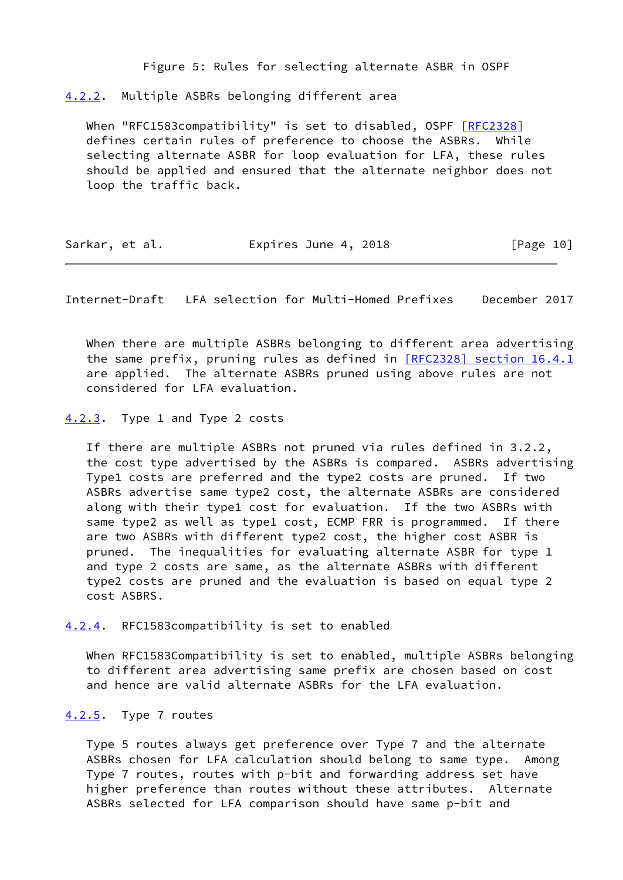Figure 5: Rules for selecting alternate ASBR in OSPF

#### 4.2.2. Multiple ASBRs belonging different area

When "RFC1583compatibility" is set to disabled, OSPF [RFC2328] defines certain rules of preference to choose the ASBRs. While selecting alternate ASBR for loop evaluation for LFA, these rules should be applied and ensured that the alternate neighbor does not loop the traffic back.

When there are multiple ASBRs belonging to different area advertising the same prefix, pruning rules as defined in [RFC2328] section 16.4.1 are applied. The alternate ASBRs pruned using above rules are not considered for LFA evaluation.

#### 4.2.3. Type 1 and Type 2 costs

If there are multiple ASBRs not pruned via rules defined in 3.2.2, the cost type advertised by the ASBRs is compared. ASBRs advertising Type1 costs are preferred and the type2 costs are pruned. If two ASBRs advertise same type2 cost, the alternate ASBRs are considered along with their type1 cost for evaluation. If the two ASBRs with same type2 as well as type1 cost, ECMP FRR is programmed. If there are two ASBRs with different type2 cost, the higher cost ASBR is pruned. The inequalities for evaluating alternate ASBR for type 1 and type 2 costs are same, as the alternate ASBRs with different type2 costs are pruned and the evaluation is based on equal type 2 cost ASBRS.

#### 4.2.4. RFC1583compatibility is set to enabled

When RFC1583Compatibility is set to enabled, multiple ASBRs belonging to different area advertising same prefix are chosen based on cost and hence are valid alternate ASBRs for the LFA evaluation.

#### 4.2.5. Type 7 routes

Type 5 routes always get preference over Type 7 and the alternate ASBRs chosen for LFA calculation should belong to same type. Among Type 7 routes, routes with p-bit and forwarding address set have higher preference than routes without these attributes. Alternate ASBRs selected for LFA comparison should have same p-bit and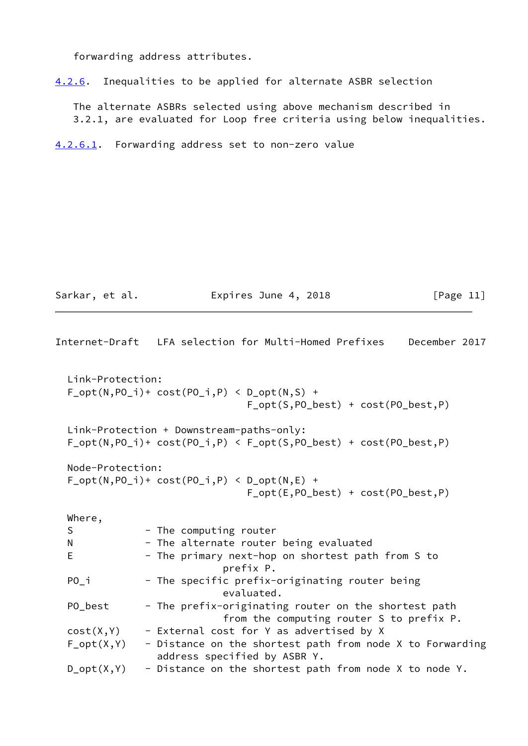forwarding address attributes.

#### 4.2.6. Inequalities to be applied for alternate ASBR selection

The alternate ASBRs selected using above mechanism described in 3.2.1, are evaluated for Loop free criteria using below inequalities.

##### 4.2.6.1. Forwarding address set to non-zero value

```
Link-Protection:
F_opt(N,PO_i)+ cost(PO_i,P) < D_opt(N,S) +
                              F_opt(S,PO_best) + cost(PO_best,P)

Link-Protection + Downstream-paths-only:
F_opt(N,PO_i)+ cost(PO_i,P) < F_opt(S,PO_best) + cost(PO_best,P)

Node-Protection:
F_opt(N,PO_i)+ cost(PO_i,P) < D_opt(N,E) +
                              F_opt(E,PO_best) + cost(PO_best,P)

Where,
S            - The computing router
N            - The alternate router being evaluated
E            - The primary next-hop on shortest path from S to
                         prefix P.
PO_i         - The specific prefix-originating router being
                         evaluated.
PO_best      - The prefix-originating router on the shortest path
                         from the computing router S to prefix P.
cost(X,Y)    - External cost for Y as advertised by X
F_opt(X,Y)   - Distance on the shortest path from node X to Forwarding
               address specified by ASBR Y.
D_opt(X,Y)   - Distance on the shortest path from node X to node Y.
```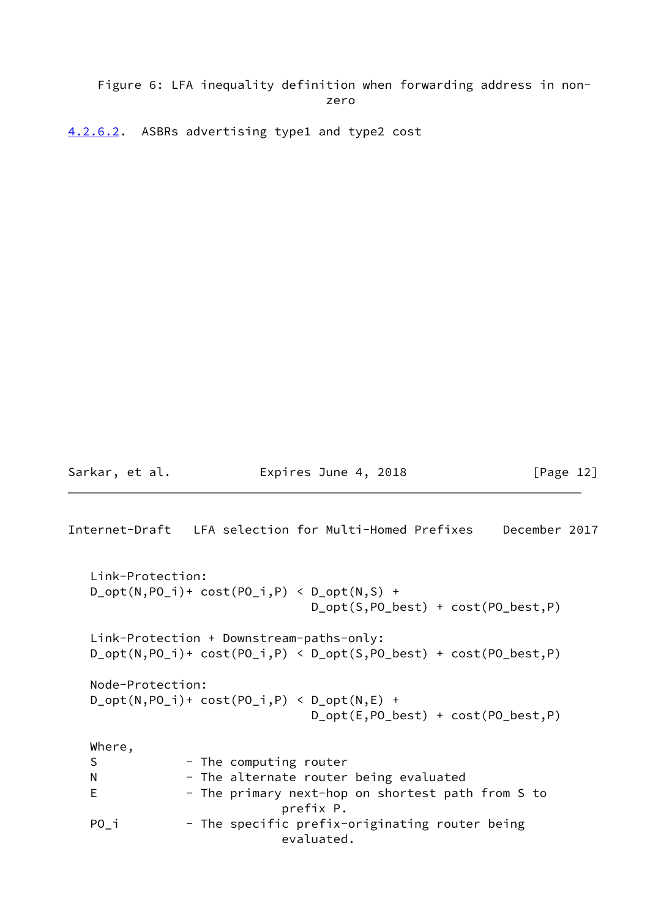Figure 6: LFA inequality definition when forwarding address in non-zero

#### 4.2.6.2. ASBRs advertising type1 and type2 cost

```
   Link-Protection:
   D_opt(N,PO_i)+ cost(PO_i,P) < D_opt(N,S) +
                                 D_opt(S,PO_best) + cost(PO_best,P)

   Link-Protection + Downstream-paths-only:
   D_opt(N,PO_i)+ cost(PO_i,P) < D_opt(S,PO_best) + cost(PO_best,P)

   Node-Protection:
   D_opt(N,PO_i)+ cost(PO_i,P) < D_opt(N,E) +
                                 D_opt(E,PO_best) + cost(PO_best,P)

   Where,
   S            - The computing router
   N            - The alternate router being evaluated
   E            - The primary next-hop on shortest path from S to
                        prefix P.
   PO_i         - The specific prefix-originating router being
                        evaluated.
```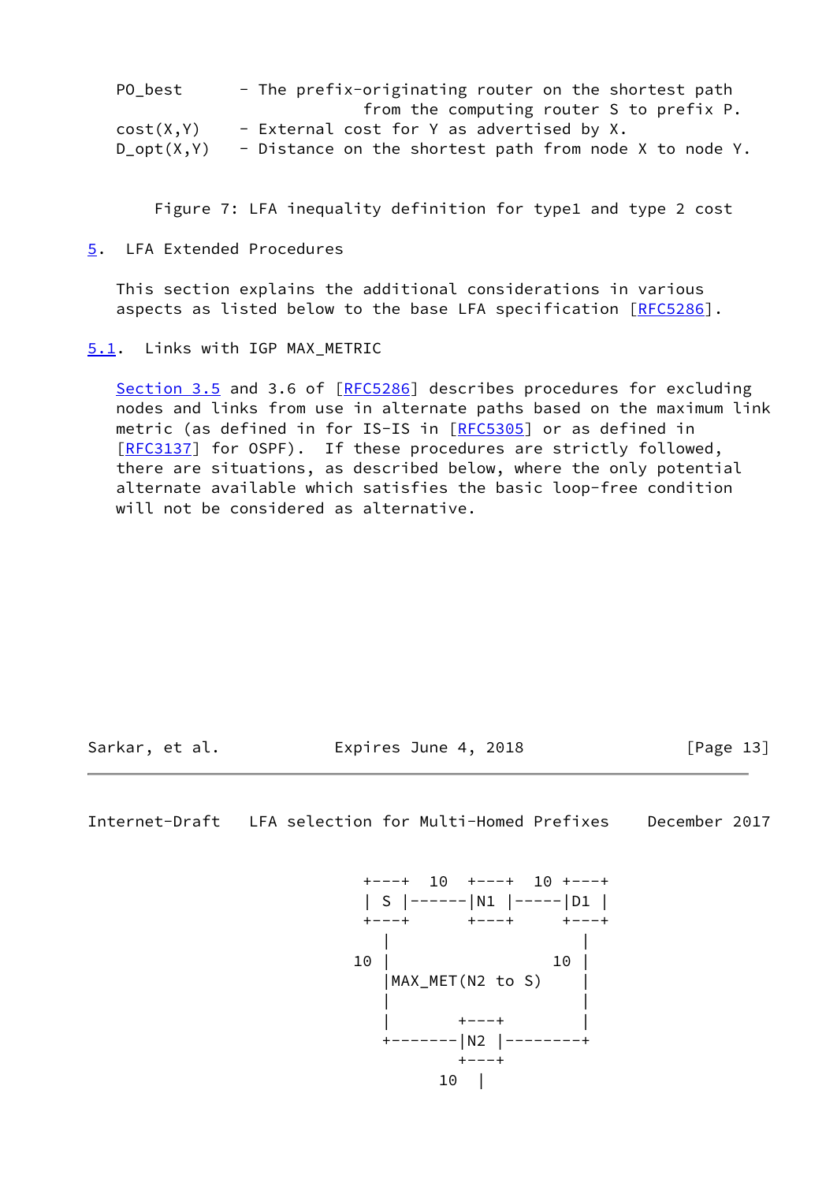```
   PO_best      - The prefix-originating router on the shortest path
                          from the computing router S to prefix P.
   cost(X,Y)    - External cost for Y as advertised by X.
   D_opt(X,Y)   - Distance on the shortest path from node X to node Y.
```

Figure 7: LFA inequality definition for type1 and type 2 cost

## 5. LFA Extended Procedures

This section explains the additional considerations in various aspects as listed below to the base LFA specification [RFC5286].

### 5.1. Links with IGP MAX_METRIC

Section 3.5 and 3.6 of [RFC5286] describes procedures for excluding nodes and links from use in alternate paths based on the maximum link metric (as defined in for IS-IS in [RFC5305] or as defined in [RFC3137] for OSPF). If these procedures are strictly followed, there are situations, as described below, where the only potential alternate available which satisfies the basic loop-free condition will not be considered as alternative.

```
                     +---+  10  +---+  10 +---+
                     | S |------|N1 |-----|D1 |
                     +---+      +---+     +---+
                       |                    |
                    10 |                 10 |
                       |MAX_MET(N2 to S)    |
                       |                    |
                       |       +---+        |
                       +-------|N2 |--------+
                               +---+
                            10   |
```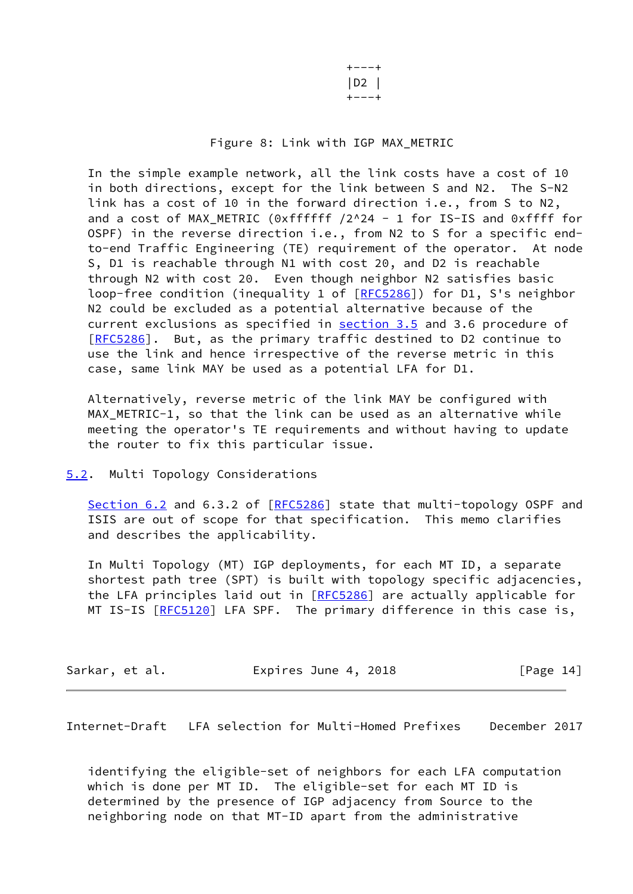```
                                     +---+
                                     |D2 |
                                     +---+
```

Figure 8: Link with IGP MAX_METRIC

In the simple example network, all the link costs have a cost of 10 in both directions, except for the link between S and N2. The S-N2 link has a cost of 10 in the forward direction i.e., from S to N2, and a cost of MAX_METRIC (0xffffff /2^24 - 1 for IS-IS and 0xffff for OSPF) in the reverse direction i.e., from N2 to S for a specific end-to-end Traffic Engineering (TE) requirement of the operator. At node S, D1 is reachable through N1 with cost 20, and D2 is reachable through N2 with cost 20. Even though neighbor N2 satisfies basic loop-free condition (inequality 1 of [RFC5286]) for D1, S's neighbor N2 could be excluded as a potential alternative because of the current exclusions as specified in section 3.5 and 3.6 procedure of [RFC5286]. But, as the primary traffic destined to D2 continue to use the link and hence irrespective of the reverse metric in this case, same link MAY be used as a potential LFA for D1.

Alternatively, reverse metric of the link MAY be configured with MAX_METRIC-1, so that the link can be used as an alternative while meeting the operator's TE requirements and without having to update the router to fix this particular issue.

### 5.2. Multi Topology Considerations

Section 6.2 and 6.3.2 of [RFC5286] state that multi-topology OSPF and ISIS are out of scope for that specification. This memo clarifies and describes the applicability.

In Multi Topology (MT) IGP deployments, for each MT ID, a separate shortest path tree (SPT) is built with topology specific adjacencies, the LFA principles laid out in [RFC5286] are actually applicable for MT IS-IS [RFC5120] LFA SPF. The primary difference in this case is, identifying the eligible-set of neighbors for each LFA computation which is done per MT ID. The eligible-set for each MT ID is determined by the presence of IGP adjacency from Source to the neighboring node on that MT-ID apart from the administrative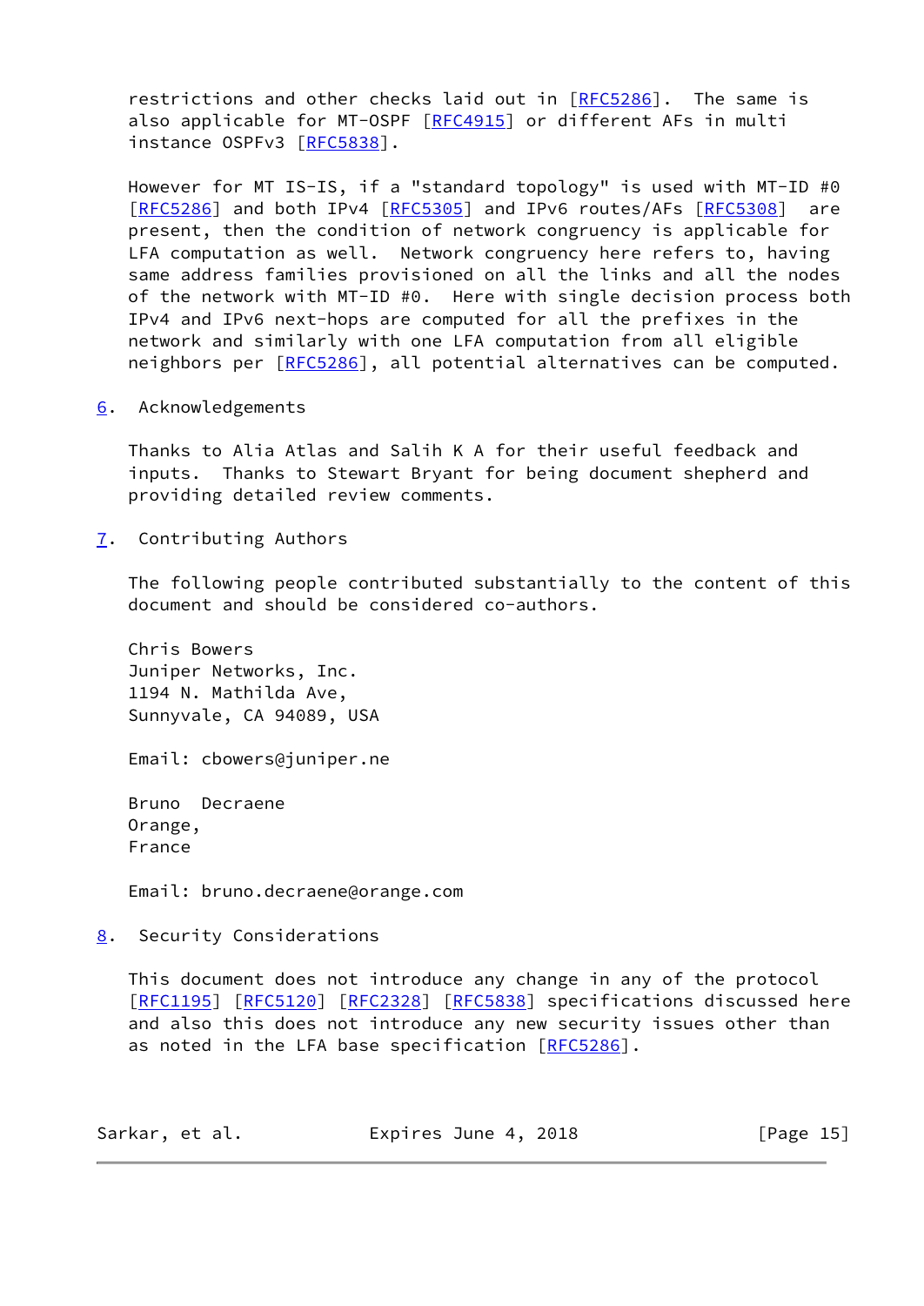restrictions and other checks laid out in [RFC5286]. The same is also applicable for MT-OSPF [RFC4915] or different AFs in multi instance OSPFv3 [RFC5838].

However for MT IS-IS, if a "standard topology" is used with MT-ID #0 [RFC5286] and both IPv4 [RFC5305] and IPv6 routes/AFs [RFC5308] are present, then the condition of network congruency is applicable for LFA computation as well. Network congruency here refers to, having same address families provisioned on all the links and all the nodes of the network with MT-ID #0. Here with single decision process both IPv4 and IPv6 next-hops are computed for all the prefixes in the network and similarly with one LFA computation from all eligible neighbors per [RFC5286], all potential alternatives can be computed.

## 6. Acknowledgements

Thanks to Alia Atlas and Salih K A for their useful feedback and inputs. Thanks to Stewart Bryant for being document shepherd and providing detailed review comments.

## 7. Contributing Authors

The following people contributed substantially to the content of this document and should be considered co-authors.

Chris Bowers
Juniper Networks, Inc.
1194 N. Mathilda Ave,
Sunnyvale, CA 94089, USA

Email: cbowers@juniper.ne

Bruno  Decraene
Orange,
France

Email: bruno.decraene@orange.com

## 8. Security Considerations

This document does not introduce any change in any of the protocol [RFC1195] [RFC5120] [RFC2328] [RFC5838] specifications discussed here and also this does not introduce any new security issues other than as noted in the LFA base specification [RFC5286].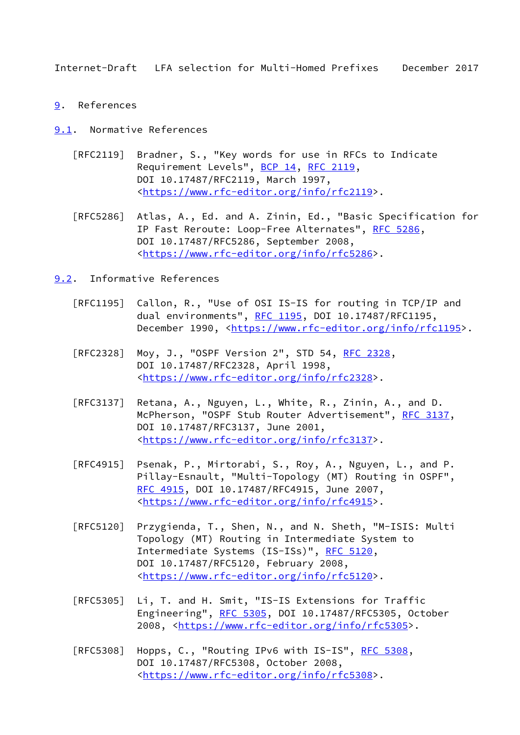# 9. References

## 9.1. Normative References

[RFC2119] Bradner, S., "Key words for use in RFCs to Indicate Requirement Levels", BCP 14, RFC 2119, DOI 10.17487/RFC2119, March 1997, <https://www.rfc-editor.org/info/rfc2119>.

[RFC5286] Atlas, A., Ed. and A. Zinin, Ed., "Basic Specification for IP Fast Reroute: Loop-Free Alternates", RFC 5286, DOI 10.17487/RFC5286, September 2008, <https://www.rfc-editor.org/info/rfc5286>.

## 9.2. Informative References

[RFC1195] Callon, R., "Use of OSI IS-IS for routing in TCP/IP and dual environments", RFC 1195, DOI 10.17487/RFC1195, December 1990, <https://www.rfc-editor.org/info/rfc1195>.

[RFC2328] Moy, J., "OSPF Version 2", STD 54, RFC 2328, DOI 10.17487/RFC2328, April 1998, <https://www.rfc-editor.org/info/rfc2328>.

[RFC3137] Retana, A., Nguyen, L., White, R., Zinin, A., and D. McPherson, "OSPF Stub Router Advertisement", RFC 3137, DOI 10.17487/RFC3137, June 2001, <https://www.rfc-editor.org/info/rfc3137>.

[RFC4915] Psenak, P., Mirtorabi, S., Roy, A., Nguyen, L., and P. Pillay-Esnault, "Multi-Topology (MT) Routing in OSPF", RFC 4915, DOI 10.17487/RFC4915, June 2007, <https://www.rfc-editor.org/info/rfc4915>.

[RFC5120] Przygienda, T., Shen, N., and N. Sheth, "M-ISIS: Multi Topology (MT) Routing in Intermediate System to Intermediate Systems (IS-ISs)", RFC 5120, DOI 10.17487/RFC5120, February 2008, <https://www.rfc-editor.org/info/rfc5120>.

[RFC5305] Li, T. and H. Smit, "IS-IS Extensions for Traffic Engineering", RFC 5305, DOI 10.17487/RFC5305, October 2008, <https://www.rfc-editor.org/info/rfc5305>.

[RFC5308] Hopps, C., "Routing IPv6 with IS-IS", RFC 5308, DOI 10.17487/RFC5308, October 2008, <https://www.rfc-editor.org/info/rfc5308>.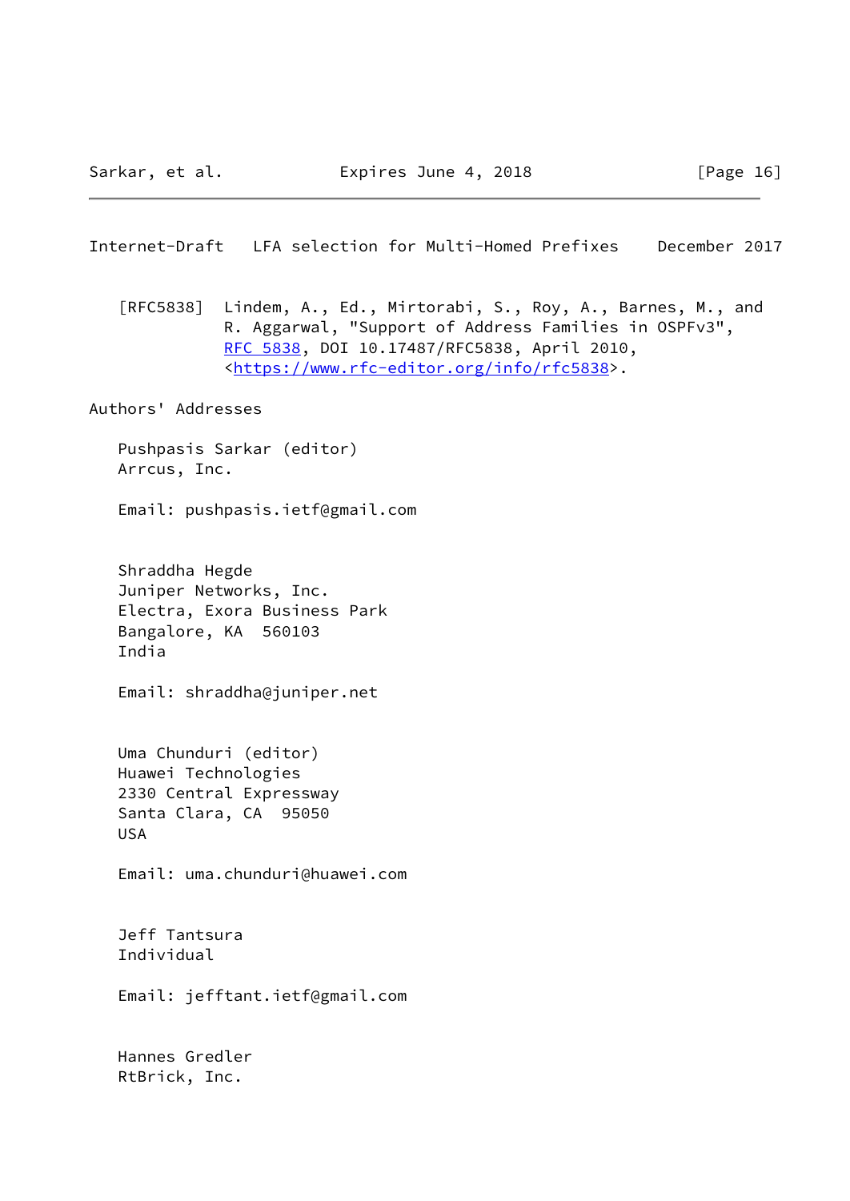[RFC5838] Lindem, A., Ed., Mirtorabi, S., Roy, A., Barnes, M., and R. Aggarwal, "Support of Address Families in OSPFv3", RFC 5838, DOI 10.17487/RFC5838, April 2010, <https://www.rfc-editor.org/info/rfc5838>.

## Authors' Addresses

Pushpasis Sarkar (editor)
Arrcus, Inc.

Email: pushpasis.ietf@gmail.com

Shraddha Hegde
Juniper Networks, Inc.
Electra, Exora Business Park
Bangalore, KA  560103
India

Email: shraddha@juniper.net

Uma Chunduri (editor)
Huawei Technologies
2330 Central Expressway
Santa Clara, CA  95050
USA

Email: uma.chunduri@huawei.com

Jeff Tantsura
Individual

Email: jefftant.ietf@gmail.com

Hannes Gredler
RtBrick, Inc.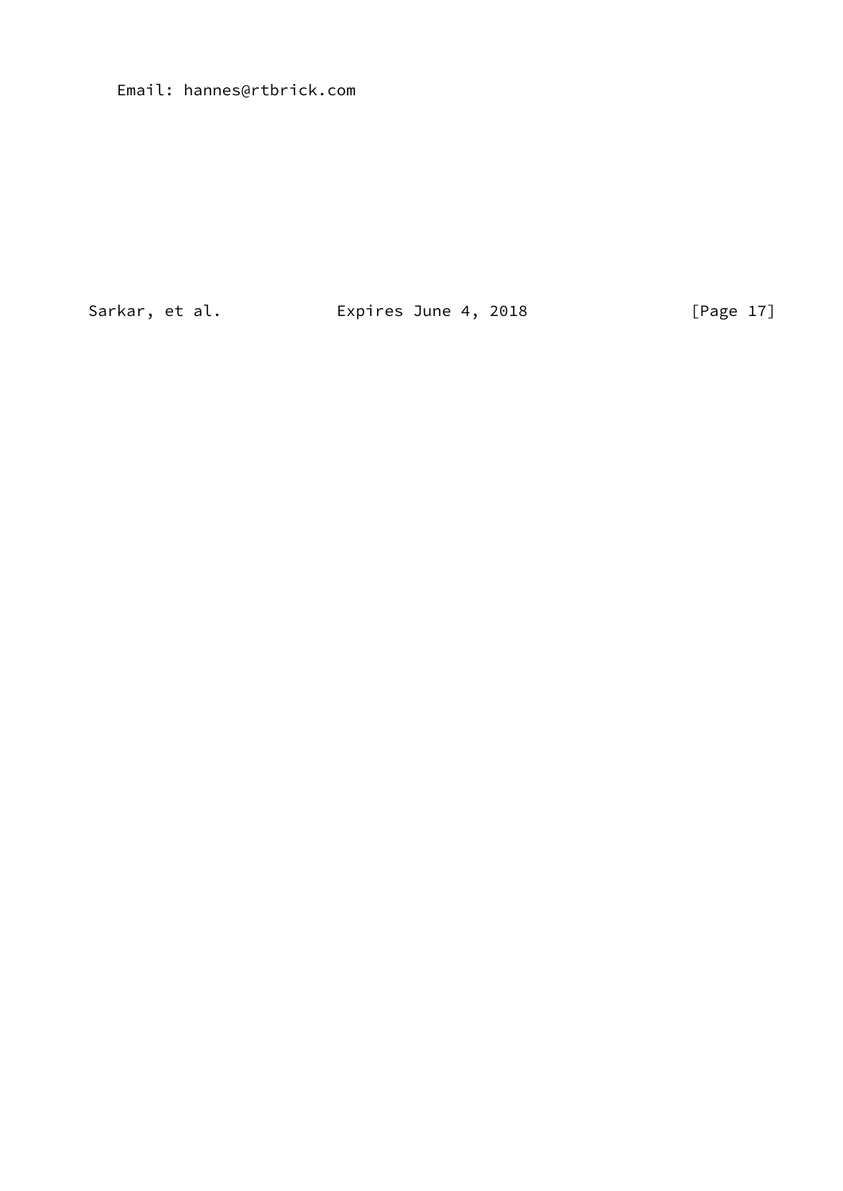Email: hannes@rtbrick.com